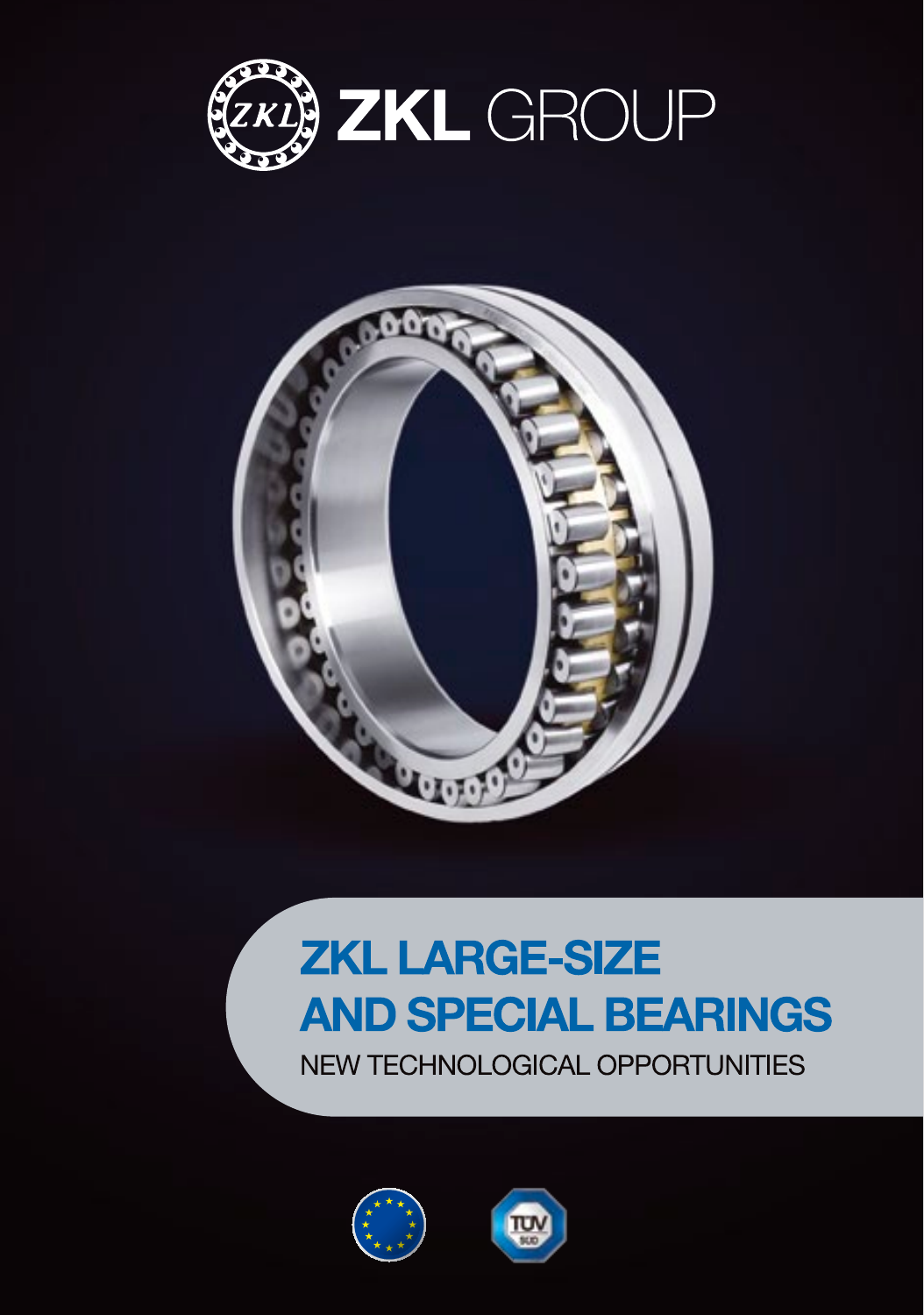ZKL GROUP

# ZKL LARGE-SIZE AND SPECIAL BEARINGS

NEW TECHNOLOGICAL OPPORTUNITIES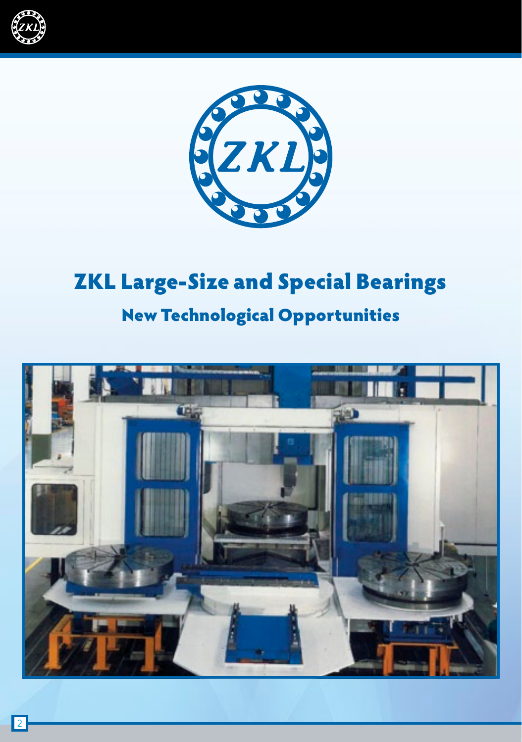# ZKL Large-Size and Special Bearings

## New Technological Opportunities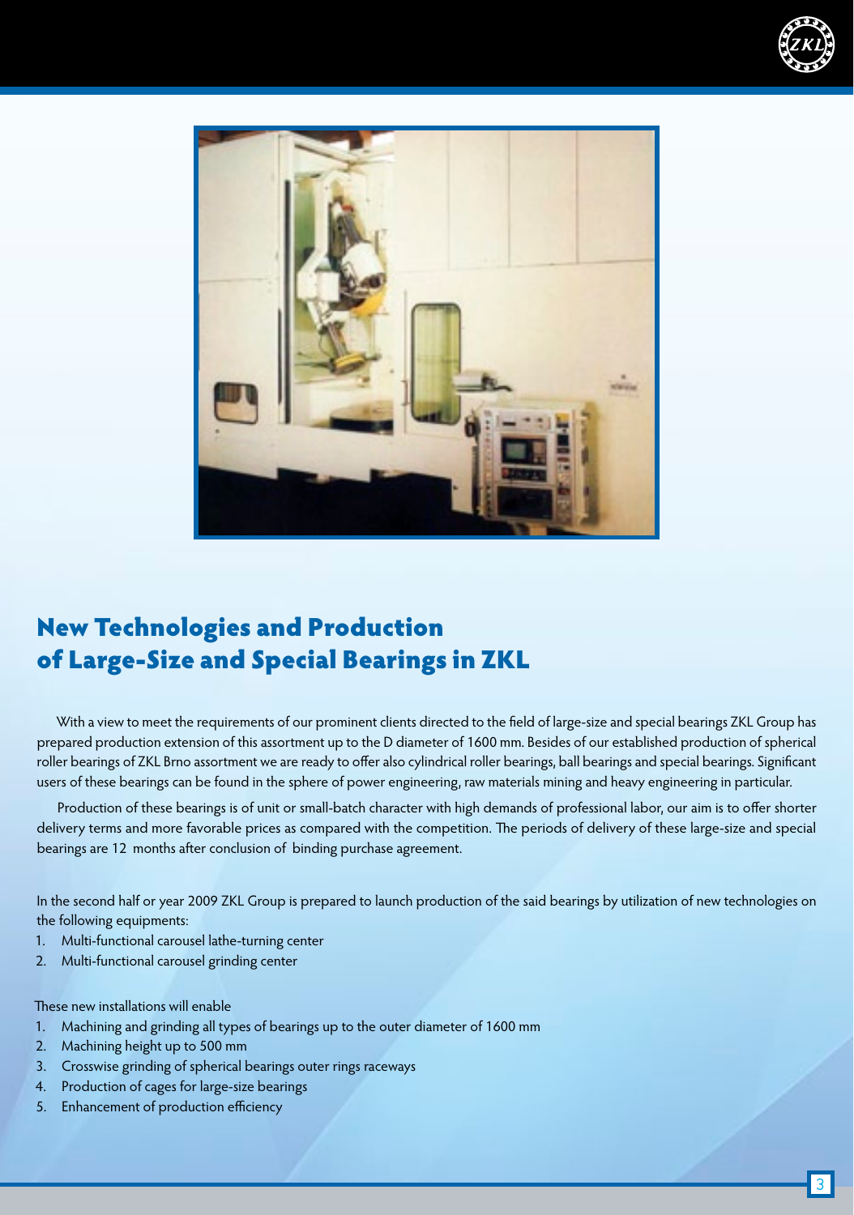# New Technologies and Production of Large-Size and Special Bearings in ZKL

With a view to meet the requirements of our prominent clients directed to the field of large-size and special bearings ZKL Group has prepared production extension of this assortment up to the D diameter of 1600 mm. Besides of our established production of spherical roller bearings of ZKL Brno assortment we are ready to offer also cylindrical roller bearings, ball bearings and special bearings. Significant users of these bearings can be found in the sphere of power engineering, raw materials mining and heavy engineering in particular.

Production of these bearings is of unit or small-batch character with high demands of professional labor, our aim is to offer shorter delivery terms and more favorable prices as compared with the competition. The periods of delivery of these large-size and special bearings are 12 months after conclusion of binding purchase agreement.

In the second half or year 2009 ZKL Group is prepared to launch production of the said bearings by utilization of new technologies on the following equipments:

1. Multi-functional carousel lathe-turning center
2. Multi-functional carousel grinding center

These new installations will enable

1. Machining and grinding all types of bearings up to the outer diameter of 1600 mm
2. Machining height up to 500 mm
3. Crosswise grinding of spherical bearings outer rings raceways
4. Production of cages for large-size bearings
5. Enhancement of production efficiency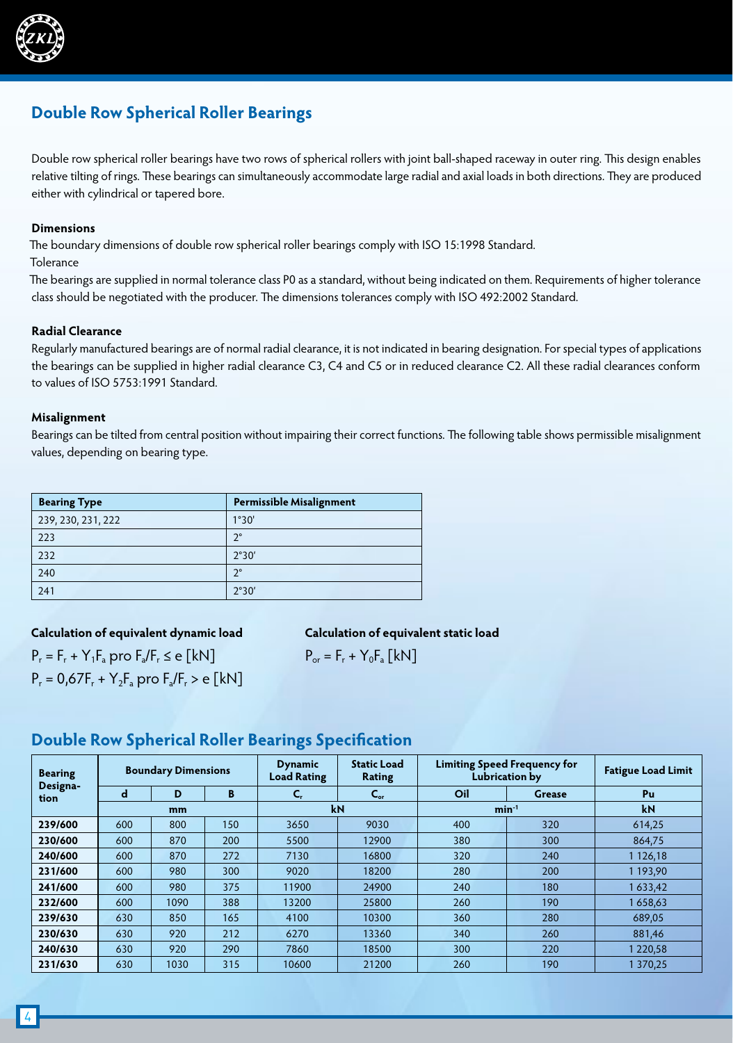## Double Row Spherical Roller Bearings

Double row spherical roller bearings have two rows of spherical rollers with joint ball-shaped raceway in outer ring. This design enables relative tilting of rings. These bearings can simultaneously accommodate large radial and axial loads in both directions. They are produced either with cylindrical or tapered bore.

**Dimensions**

The boundary dimensions of double row spherical roller bearings comply with ISO 15:1998 Standard.

Tolerance

The bearings are supplied in normal tolerance class P0 as a standard, without being indicated on them. Requirements of higher tolerance class should be negotiated with the producer. The dimensions tolerances comply with ISO 492:2002 Standard.

**Radial Clearance**

Regularly manufactured bearings are of normal radial clearance, it is not indicated in bearing designation. For special types of applications the bearings can be supplied in higher radial clearance C3, C4 and C5 or in reduced clearance C2. All these radial clearances conform to values of ISO 5753:1991 Standard.

**Misalignment**

Bearings can be tilted from central position without impairing their correct functions. The following table shows permissible misalignment values, depending on bearing type.

| Bearing Type | Permissible Misalignment |
|---|---|
| 239, 230, 231, 222 | 1°30' |
| 223 | 2° |
| 232 | 2°30' |
| 240 | 2° |
| 241 | 2°30' |

**Calculation of equivalent dynamic load**

$P_r = F_r + Y_1 F_a$ pro $F_a/F_r \leq e$ [kN]

$P_r = 0{,}67 F_r + Y_2 F_a$ pro $F_a/F_r > e$ [kN]

**Calculation of equivalent static load**

$P_{or} = F_r + Y_0 F_a$ [kN]

## Double Row Spherical Roller Bearings Specification

| Bearing Designation | Boundary Dimensions | | | Dynamic Load Rating | Static Load Rating | Limiting Speed Frequency for Lubrication by | | Fatigue Load Limit |
|---|---|---|---|---|---|---|---|---|
| | d | D | B | $C_r$ | $C_{or}$ | Oil | Grease | Pu |
| | mm | | | kN | | min$^{-1}$ | | kN |
| 239/600 | 600 | 800 | 150 | 3650 | 9030 | 400 | 320 | 614,25 |
| 230/600 | 600 | 870 | 200 | 5500 | 12900 | 380 | 300 | 864,75 |
| 240/600 | 600 | 870 | 272 | 7130 | 16800 | 320 | 240 | 1 126,18 |
| 231/600 | 600 | 980 | 300 | 9020 | 18200 | 280 | 200 | 1 193,90 |
| 241/600 | 600 | 980 | 375 | 11900 | 24900 | 240 | 180 | 1 633,42 |
| 232/600 | 600 | 1090 | 388 | 13200 | 25800 | 260 | 190 | 1 658,63 |
| 239/630 | 630 | 850 | 165 | 4100 | 10300 | 360 | 280 | 689,05 |
| 230/630 | 630 | 920 | 212 | 6270 | 13360 | 340 | 260 | 881,46 |
| 240/630 | 630 | 920 | 290 | 7860 | 18500 | 300 | 220 | 1 220,58 |
| 231/630 | 630 | 1030 | 315 | 10600 | 21200 | 260 | 190 | 1 370,25 |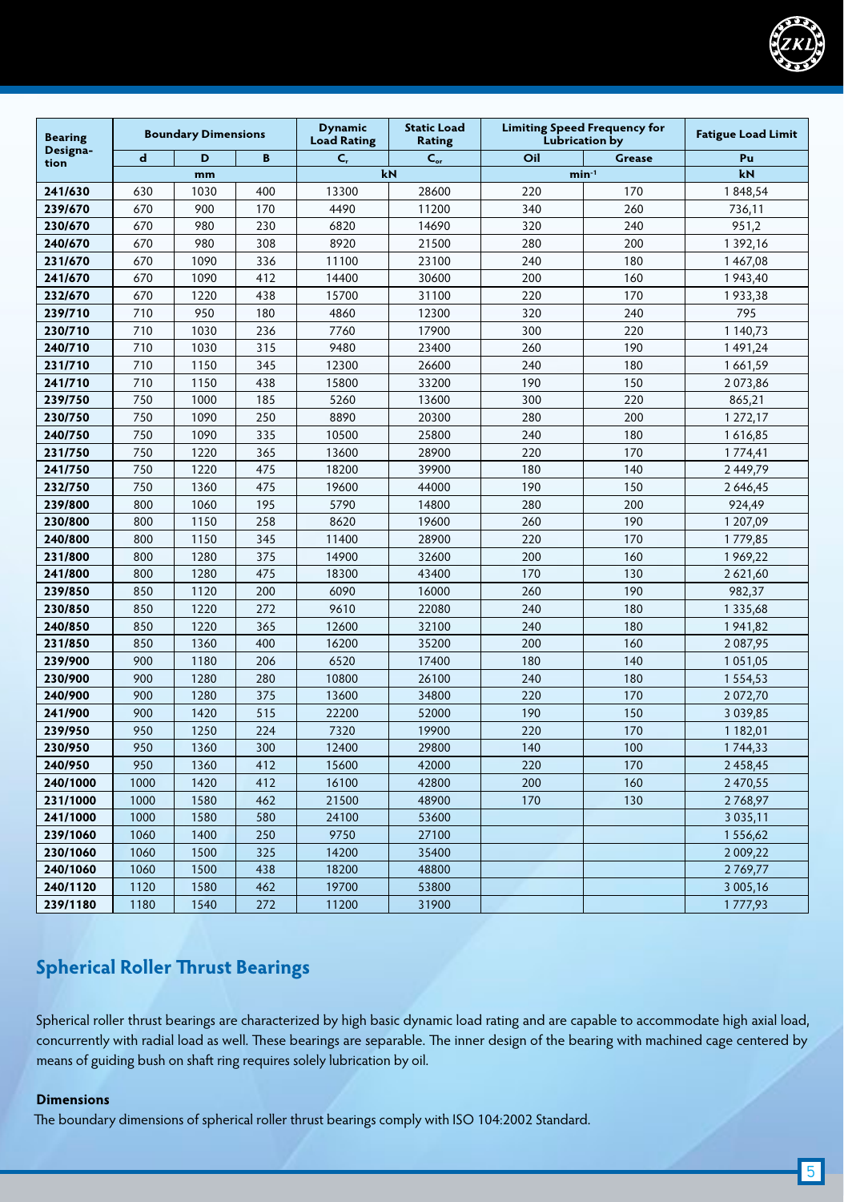| Bearing Designation | Boundary Dimensions | | | Dynamic Load Rating | Static Load Rating | Limiting Speed Frequency for Lubrication by | | Fatigue Load Limit |
|---|---|---|---|---|---|---|---|---|
| | d | D | B | $C_r$ | $C_{or}$ | Oil | Grease | Pu |
| | mm | | | kN | | $min^{-1}$ | | kN |
| 241/630 | 630 | 1030 | 400 | 13300 | 28600 | 220 | 170 | 1 848,54 |
| 239/670 | 670 | 900 | 170 | 4490 | 11200 | 340 | 260 | 736,11 |
| 230/670 | 670 | 980 | 230 | 6820 | 14690 | 320 | 240 | 951,2 |
| 240/670 | 670 | 980 | 308 | 8920 | 21500 | 280 | 200 | 1 392,16 |
| 231/670 | 670 | 1090 | 336 | 11100 | 23100 | 240 | 180 | 1 467,08 |
| 241/670 | 670 | 1090 | 412 | 14400 | 30600 | 200 | 160 | 1 943,40 |
| 232/670 | 670 | 1220 | 438 | 15700 | 31100 | 220 | 170 | 1 933,38 |
| 239/710 | 710 | 950 | 180 | 4860 | 12300 | 320 | 240 | 795 |
| 230/710 | 710 | 1030 | 236 | 7760 | 17900 | 300 | 220 | 1 140,73 |
| 240/710 | 710 | 1030 | 315 | 9480 | 23400 | 260 | 190 | 1 491,24 |
| 231/710 | 710 | 1150 | 345 | 12300 | 26600 | 240 | 180 | 1 661,59 |
| 241/710 | 710 | 1150 | 438 | 15800 | 33200 | 190 | 150 | 2 073,86 |
| 239/750 | 750 | 1000 | 185 | 5260 | 13600 | 300 | 220 | 865,21 |
| 230/750 | 750 | 1090 | 250 | 8890 | 20300 | 280 | 200 | 1 272,17 |
| 240/750 | 750 | 1090 | 335 | 10500 | 25800 | 240 | 180 | 1 616,85 |
| 231/750 | 750 | 1220 | 365 | 13600 | 28900 | 220 | 170 | 1 774,41 |
| 241/750 | 750 | 1220 | 475 | 18200 | 39900 | 180 | 140 | 2 449,79 |
| 232/750 | 750 | 1360 | 475 | 19600 | 44000 | 190 | 150 | 2 646,45 |
| 239/800 | 800 | 1060 | 195 | 5790 | 14800 | 280 | 200 | 924,49 |
| 230/800 | 800 | 1150 | 258 | 8620 | 19600 | 260 | 190 | 1 207,09 |
| 240/800 | 800 | 1150 | 345 | 11400 | 28900 | 220 | 170 | 1 779,85 |
| 231/800 | 800 | 1280 | 375 | 14900 | 32600 | 200 | 160 | 1 969,22 |
| 241/800 | 800 | 1280 | 475 | 18300 | 43400 | 170 | 130 | 2 621,60 |
| 239/850 | 850 | 1120 | 200 | 6090 | 16000 | 260 | 190 | 982,37 |
| 230/850 | 850 | 1220 | 272 | 9610 | 22080 | 240 | 180 | 1 335,68 |
| 240/850 | 850 | 1220 | 365 | 12600 | 32100 | 240 | 180 | 1 941,82 |
| 231/850 | 850 | 1360 | 400 | 16200 | 35200 | 200 | 160 | 2 087,95 |
| 239/900 | 900 | 1180 | 206 | 6520 | 17400 | 180 | 140 | 1 051,05 |
| 230/900 | 900 | 1280 | 280 | 10800 | 26100 | 240 | 180 | 1 554,53 |
| 240/900 | 900 | 1280 | 375 | 13600 | 34800 | 220 | 170 | 2 072,70 |
| 241/900 | 900 | 1420 | 515 | 22200 | 52000 | 190 | 150 | 3 039,85 |
| 239/950 | 950 | 1250 | 224 | 7320 | 19900 | 220 | 170 | 1 182,01 |
| 230/950 | 950 | 1360 | 300 | 12400 | 29800 | 140 | 100 | 1 744,33 |
| 240/950 | 950 | 1360 | 412 | 15600 | 42000 | 220 | 170 | 2 458,45 |
| 240/1000 | 1000 | 1420 | 412 | 16100 | 42800 | 200 | 160 | 2 470,55 |
| 231/1000 | 1000 | 1580 | 462 | 21500 | 48900 | 170 | 130 | 2 768,97 |
| 241/1000 | 1000 | 1580 | 580 | 24100 | 53600 | | | 3 035,11 |
| 239/1060 | 1060 | 1400 | 250 | 9750 | 27100 | | | 1 556,62 |
| 230/1060 | 1060 | 1500 | 325 | 14200 | 35400 | | | 2 009,22 |
| 240/1060 | 1060 | 1500 | 438 | 18200 | 48800 | | | 2 769,77 |
| 240/1120 | 1120 | 1580 | 462 | 19700 | 53800 | | | 3 005,16 |
| 239/1180 | 1180 | 1540 | 272 | 11200 | 31900 | | | 1 777,93 |

## Spherical Roller Thrust Bearings

Spherical roller thrust bearings are characterized by high basic dynamic load rating and are capable to accommodate high axial load, concurrently with radial load as well. These bearings are separable. The inner design of the bearing with machined cage centered by means of guiding bush on shaft ring requires solely lubrication by oil.

### Dimensions

The boundary dimensions of spherical roller thrust bearings comply with ISO 104:2002 Standard.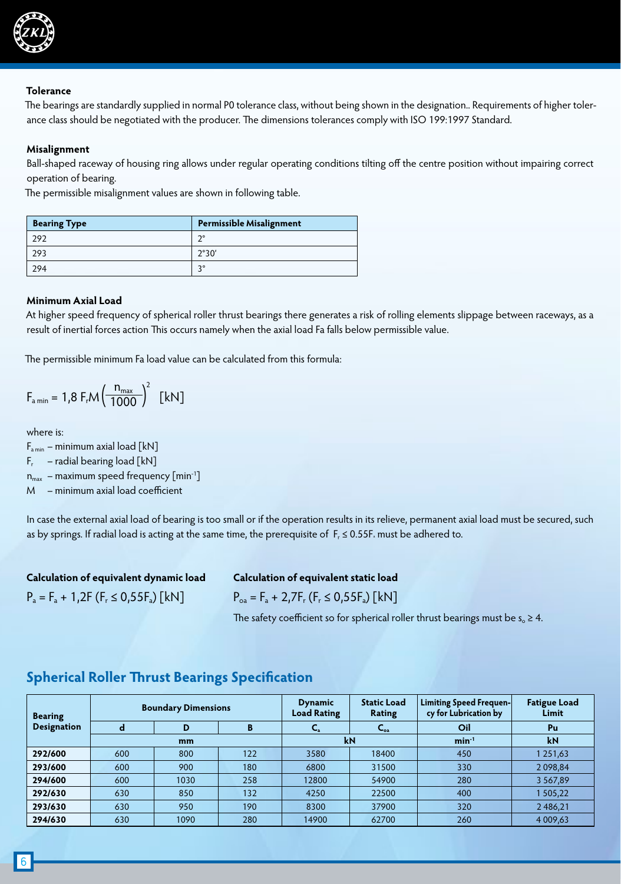**Tolerance**

The bearings are standardly supplied in normal P0 tolerance class, without being shown in the designation.. Requirements of higher tolerance class should be negotiated with the producer. The dimensions tolerances comply with ISO 199:1997 Standard.

**Misalignment**

Ball-shaped raceway of housing ring allows under regular operating conditions tilting off the centre position without impairing correct operation of bearing.

The permissible misalignment values are shown in following table.

| Bearing Type | Permissible Misalignment |
|---|---|
| 292 | 2° |
| 293 | 2°30′ |
| 294 | 3° |

**Minimum Axial Load**

At higher speed frequency of spherical roller thrust bearings there generates a risk of rolling elements slippage between raceways, as a result of inertial forces action This occurs namely when the axial load Fa falls below permissible value.

The permissible minimum Fa load value can be calculated from this formula:

$$F_{a\,min} = 1{,}8\ F_r M \left(\frac{n_{max}}{1000}\right)^2 \quad [kN]$$

where is:

$F_{a\,min}$ – minimum axial load [kN]

$F_r$ – radial bearing load [kN]

$n_{max}$ – maximum speed frequency [$min^{-1}$]

M – minimum axial load coefficient

In case the external axial load of bearing is too small or if the operation results in its relieve, permanent axial load must be secured, such as by springs. If radial load is acting at the same time, the prerequisite of $F_r \leq 0.55F$. must be adhered to.

**Calculation of equivalent dynamic load**

$P_a = F_a + 1{,}2F\ (F_r \leq 0{,}55F_a)$ [kN]

**Calculation of equivalent static load**

$P_{oa} = F_a + 2{,}7F_r\ (F_r \leq 0{,}55F_a)$ [kN]

The safety coefficient so for spherical roller thrust bearings must be $s_o \geq 4$.

## Spherical Roller Thrust Bearings Specification

| Bearing Designation | Boundary Dimensions | | | Dynamic Load Rating | Static Load Rating | Limiting Speed Frequency for Lubrication by | Fatigue Load Limit |
|---|---|---|---|---|---|---|---|
| | d | D | B | $C_a$ | $C_{oa}$ | Oil | Pu |
| | mm | | | kN | | $min^{-1}$ | kN |
| **292/600** | 600 | 800 | 122 | 3580 | 18400 | 450 | 1 251,63 |
| **293/600** | 600 | 900 | 180 | 6800 | 31500 | 330 | 2 098,84 |
| **294/600** | 600 | 1030 | 258 | 12800 | 54900 | 280 | 3 567,89 |
| **292/630** | 630 | 850 | 132 | 4250 | 22500 | 400 | 1 505,22 |
| **293/630** | 630 | 950 | 190 | 8300 | 37900 | 320 | 2 486,21 |
| **294/630** | 630 | 1090 | 280 | 14900 | 62700 | 260 | 4 009,63 |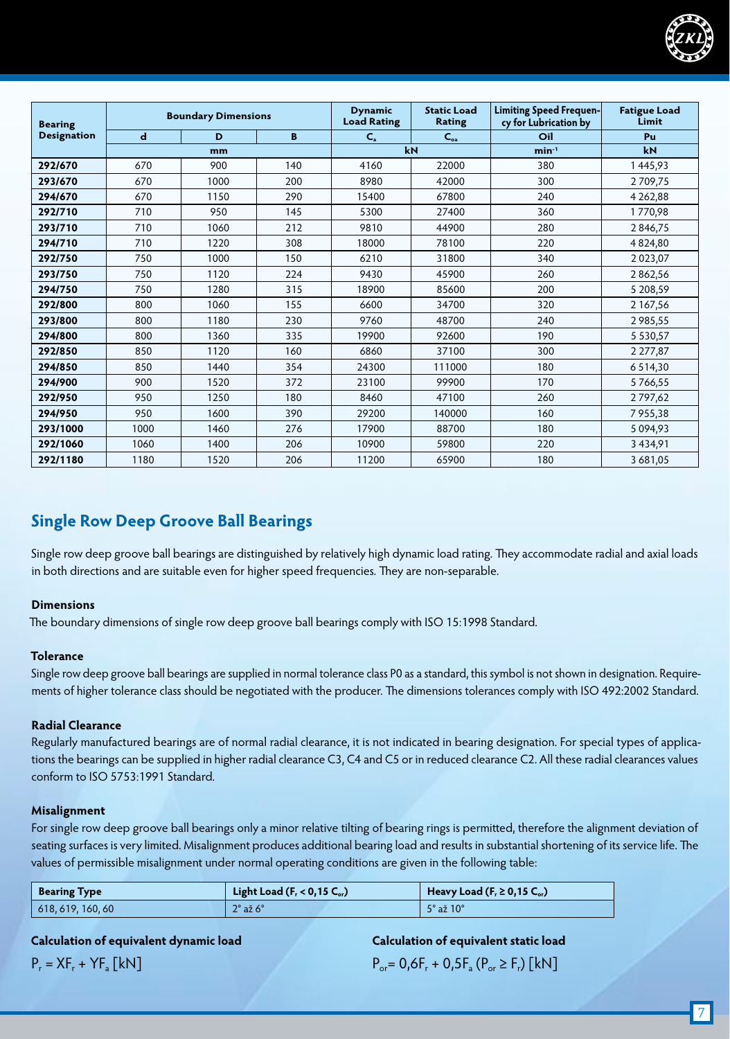| Bearing Designation | Boundary Dimensions | | | Dynamic Load Rating | Static Load Rating | Limiting Speed Frequency for Lubrication by | Fatigue Load Limit |
|---|---|---|---|---|---|---|---|
| | d | D | B | $C_a$ | $C_{oa}$ | Oil | Pu |
| | mm | | | kN | | $min^{-1}$ | kN |
| 292/670 | 670 | 900 | 140 | 4160 | 22000 | 380 | 1 445,93 |
| 293/670 | 670 | 1000 | 200 | 8980 | 42000 | 300 | 2 709,75 |
| 294/670 | 670 | 1150 | 290 | 15400 | 67800 | 240 | 4 262,88 |
| 292/710 | 710 | 950 | 145 | 5300 | 27400 | 360 | 1 770,98 |
| 293/710 | 710 | 1060 | 212 | 9810 | 44900 | 280 | 2 846,75 |
| 294/710 | 710 | 1220 | 308 | 18000 | 78100 | 220 | 4 824,80 |
| 292/750 | 750 | 1000 | 150 | 6210 | 31800 | 340 | 2 023,07 |
| 293/750 | 750 | 1120 | 224 | 9430 | 45900 | 260 | 2 862,56 |
| 294/750 | 750 | 1280 | 315 | 18900 | 85600 | 200 | 5 208,59 |
| 292/800 | 800 | 1060 | 155 | 6600 | 34700 | 320 | 2 167,56 |
| 293/800 | 800 | 1180 | 230 | 9760 | 48700 | 240 | 2 985,55 |
| 294/800 | 800 | 1360 | 335 | 19900 | 92600 | 190 | 5 530,57 |
| 292/850 | 850 | 1120 | 160 | 6860 | 37100 | 300 | 2 277,87 |
| 294/850 | 850 | 1440 | 354 | 24300 | 111000 | 180 | 6 514,30 |
| 294/900 | 900 | 1520 | 372 | 23100 | 99900 | 170 | 5 766,55 |
| 292/950 | 950 | 1250 | 180 | 8460 | 47100 | 260 | 2 797,62 |
| 294/950 | 950 | 1600 | 390 | 29200 | 140000 | 160 | 7 955,38 |
| 293/1000 | 1000 | 1460 | 276 | 17900 | 88700 | 180 | 5 094,93 |
| 292/1060 | 1060 | 1400 | 206 | 10900 | 59800 | 220 | 3 434,91 |
| 292/1180 | 1180 | 1520 | 206 | 11200 | 65900 | 180 | 3 681,05 |

## Single Row Deep Groove Ball Bearings

Single row deep groove ball bearings are distinguished by relatively high dynamic load rating. They accommodate radial and axial loads in both directions and are suitable even for higher speed frequencies. They are non-separable.

### Dimensions

The boundary dimensions of single row deep groove ball bearings comply with ISO 15:1998 Standard.

### Tolerance

Single row deep groove ball bearings are supplied in normal tolerance class P0 as a standard, this symbol is not shown in designation. Requirements of higher tolerance class should be negotiated with the producer. The dimensions tolerances comply with ISO 492:2002 Standard.

### Radial Clearance

Regularly manufactured bearings are of normal radial clearance, it is not indicated in bearing designation. For special types of applications the bearings can be supplied in higher radial clearance C3, C4 and C5 or in reduced clearance C2. All these radial clearances values conform to ISO 5753:1991 Standard.

### Misalignment

For single row deep groove ball bearings only a minor relative tilting of bearing rings is permitted, therefore the alignment deviation of seating surfaces is very limited. Misalignment produces additional bearing load and results in substantial shortening of its service life. The values of permissible misalignment under normal operating conditions are given in the following table:

| Bearing Type | Light Load ($F_r < 0,15\ C_{or}$) | Heavy Load ($F_r \geq 0,15\ C_{or}$) |
|---|---|---|
| 618, 619, 160, 60 | 2° až 6° | 5° až 10° |

**Calculation of equivalent dynamic load**

$P_r = XF_r + YF_a$ [kN]

**Calculation of equivalent static load**

$P_{or} = 0{,}6F_r + 0{,}5F_a$ ($P_{or} \geq F_r$) [kN]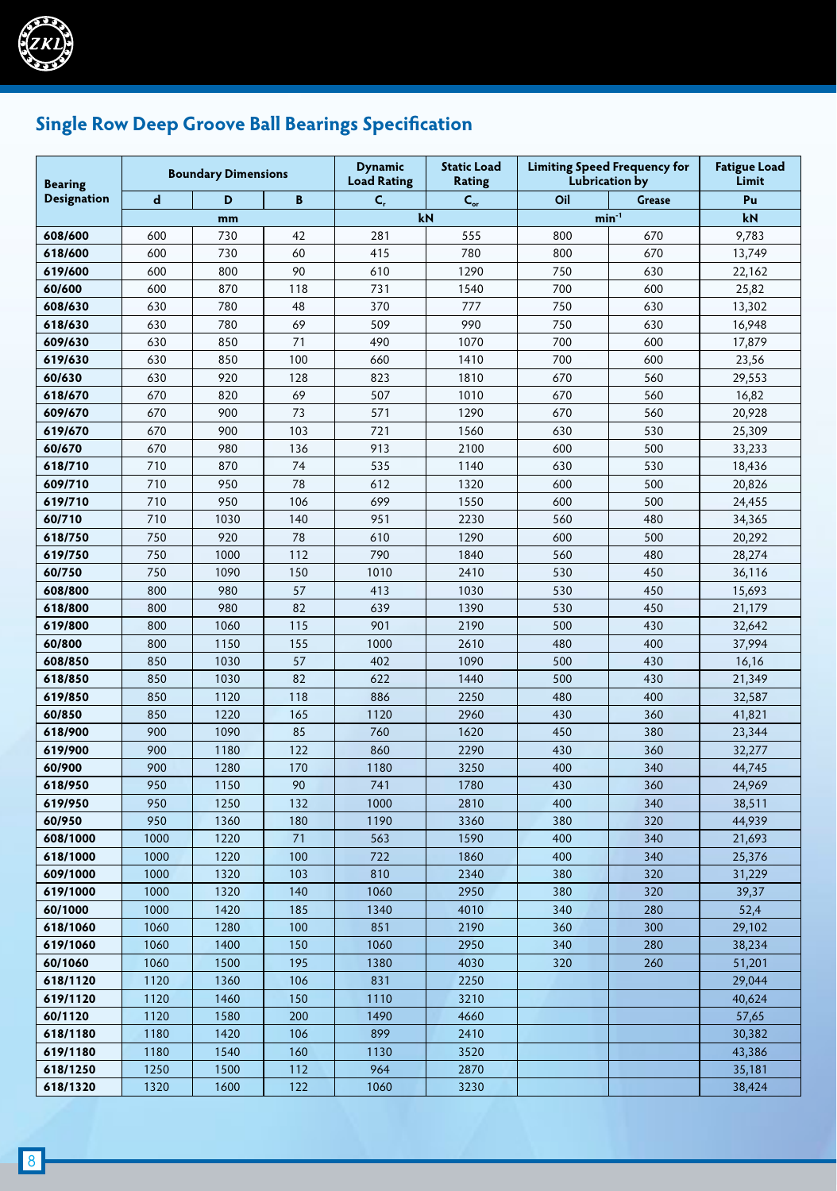## Single Row Deep Groove Ball Bearings Specification

| Bearing Designation | Boundary Dimensions | | | Dynamic Load Rating | Static Load Rating | Limiting Speed Frequency for Lubrication by | | Fatigue Load Limit |
|---|---|---|---|---|---|---|---|---|
| | d | D | B | $C_r$ | $C_{or}$ | Oil | Grease | Pu |
| | mm | | | kN | | $min^{-1}$ | | kN |
| 608/600 | 600 | 730 | 42 | 281 | 555 | 800 | 670 | 9,783 |
| 618/600 | 600 | 730 | 60 | 415 | 780 | 800 | 670 | 13,749 |
| 619/600 | 600 | 800 | 90 | 610 | 1290 | 750 | 630 | 22,162 |
| 60/600 | 600 | 870 | 118 | 731 | 1540 | 700 | 600 | 25,82 |
| 608/630 | 630 | 780 | 48 | 370 | 777 | 750 | 630 | 13,302 |
| 618/630 | 630 | 780 | 69 | 509 | 990 | 750 | 630 | 16,948 |
| 609/630 | 630 | 850 | 71 | 490 | 1070 | 700 | 600 | 17,879 |
| 619/630 | 630 | 850 | 100 | 660 | 1410 | 700 | 600 | 23,56 |
| 60/630 | 630 | 920 | 128 | 823 | 1810 | 670 | 560 | 29,553 |
| 618/670 | 670 | 820 | 69 | 507 | 1010 | 670 | 560 | 16,82 |
| 609/670 | 670 | 900 | 73 | 571 | 1290 | 670 | 560 | 20,928 |
| 619/670 | 670 | 900 | 103 | 721 | 1560 | 630 | 530 | 25,309 |
| 60/670 | 670 | 980 | 136 | 913 | 2100 | 600 | 500 | 33,233 |
| 618/710 | 710 | 870 | 74 | 535 | 1140 | 630 | 530 | 18,436 |
| 609/710 | 710 | 950 | 78 | 612 | 1320 | 600 | 500 | 20,826 |
| 619/710 | 710 | 950 | 106 | 699 | 1550 | 600 | 500 | 24,455 |
| 60/710 | 710 | 1030 | 140 | 951 | 2230 | 560 | 480 | 34,365 |
| 618/750 | 750 | 920 | 78 | 610 | 1290 | 600 | 500 | 20,292 |
| 619/750 | 750 | 1000 | 112 | 790 | 1840 | 560 | 480 | 28,274 |
| 60/750 | 750 | 1090 | 150 | 1010 | 2410 | 530 | 450 | 36,116 |
| 608/800 | 800 | 980 | 57 | 413 | 1030 | 530 | 450 | 15,693 |
| 618/800 | 800 | 980 | 82 | 639 | 1390 | 530 | 450 | 21,179 |
| 619/800 | 800 | 1060 | 115 | 901 | 2190 | 500 | 430 | 32,642 |
| 60/800 | 800 | 1150 | 155 | 1000 | 2610 | 480 | 400 | 37,994 |
| 608/850 | 850 | 1030 | 57 | 402 | 1090 | 500 | 430 | 16,16 |
| 618/850 | 850 | 1030 | 82 | 622 | 1440 | 500 | 430 | 21,349 |
| 619/850 | 850 | 1120 | 118 | 886 | 2250 | 480 | 400 | 32,587 |
| 60/850 | 850 | 1220 | 165 | 1120 | 2960 | 430 | 360 | 41,821 |
| 618/900 | 900 | 1090 | 85 | 760 | 1620 | 450 | 380 | 23,344 |
| 619/900 | 900 | 1180 | 122 | 860 | 2290 | 430 | 360 | 32,277 |
| 60/900 | 900 | 1280 | 170 | 1180 | 3250 | 400 | 340 | 44,745 |
| 618/950 | 950 | 1150 | 90 | 741 | 1780 | 430 | 360 | 24,969 |
| 619/950 | 950 | 1250 | 132 | 1000 | 2810 | 400 | 340 | 38,511 |
| 60/950 | 950 | 1360 | 180 | 1190 | 3360 | 380 | 320 | 44,939 |
| 608/1000 | 1000 | 1220 | 71 | 563 | 1590 | 400 | 340 | 21,693 |
| 618/1000 | 1000 | 1220 | 100 | 722 | 1860 | 400 | 340 | 25,376 |
| 609/1000 | 1000 | 1320 | 103 | 810 | 2340 | 380 | 320 | 31,229 |
| 619/1000 | 1000 | 1320 | 140 | 1060 | 2950 | 380 | 320 | 39,37 |
| 60/1000 | 1000 | 1420 | 185 | 1340 | 4010 | 340 | 280 | 52,4 |
| 618/1060 | 1060 | 1280 | 100 | 851 | 2190 | 360 | 300 | 29,102 |
| 619/1060 | 1060 | 1400 | 150 | 1060 | 2950 | 340 | 280 | 38,234 |
| 60/1060 | 1060 | 1500 | 195 | 1380 | 4030 | 320 | 260 | 51,201 |
| 618/1120 | 1120 | 1360 | 106 | 831 | 2250 | | | 29,044 |
| 619/1120 | 1120 | 1460 | 150 | 1110 | 3210 | | | 40,624 |
| 60/1120 | 1120 | 1580 | 200 | 1490 | 4660 | | | 57,65 |
| 618/1180 | 1180 | 1420 | 106 | 899 | 2410 | | | 30,382 |
| 619/1180 | 1180 | 1540 | 160 | 1130 | 3520 | | | 43,386 |
| 618/1250 | 1250 | 1500 | 112 | 964 | 2870 | | | 35,181 |
| 618/1320 | 1320 | 1600 | 122 | 1060 | 3230 | | | 38,424 |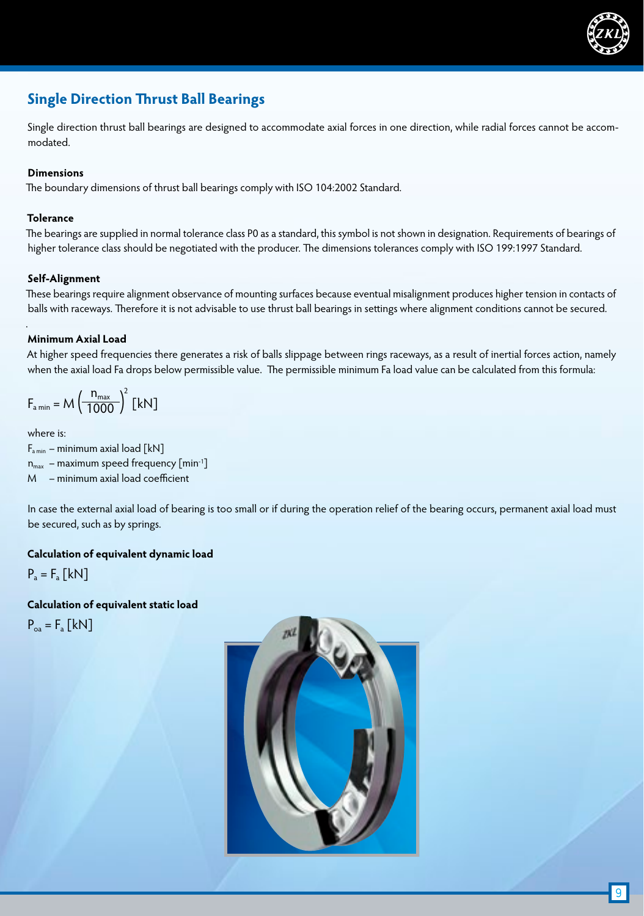## Single Direction Thrust Ball Bearings

Single direction thrust ball bearings are designed to accommodate axial forces in one direction, while radial forces cannot be accommodated.

**Dimensions**

The boundary dimensions of thrust ball bearings comply with ISO 104:2002 Standard.

**Tolerance**

The bearings are supplied in normal tolerance class P0 as a standard, this symbol is not shown in designation. Requirements of bearings of higher tolerance class should be negotiated with the producer. The dimensions tolerances comply with ISO 199:1997 Standard.

**Self-Alignment**

These bearings require alignment observance of mounting surfaces because eventual misalignment produces higher tension in contacts of balls with raceways. Therefore it is not advisable to use thrust ball bearings in settings where alignment conditions cannot be secured.

**Minimum Axial Load**

At higher speed frequencies there generates a risk of balls slippage between rings raceways, as a result of inertial forces action, namely when the axial load Fa drops below permissible value. The permissible minimum Fa load value can be calculated from this formula:

$$F_{a\,min} = M\left(\frac{n_{max}}{1000}\right)^2\ [kN]$$

where is:

$F_{a\,min}$ – minimum axial load [kN]

$n_{max}$ – maximum speed frequency [$min^{-1}$]

M – minimum axial load coefficient

In case the external axial load of bearing is too small or if during the operation relief of the bearing occurs, permanent axial load must be secured, such as by springs.

**Calculation of equivalent dynamic load**

$P_a = F_a\ [kN]$

**Calculation of equivalent static load**

$P_{oa} = F_a\ [kN]$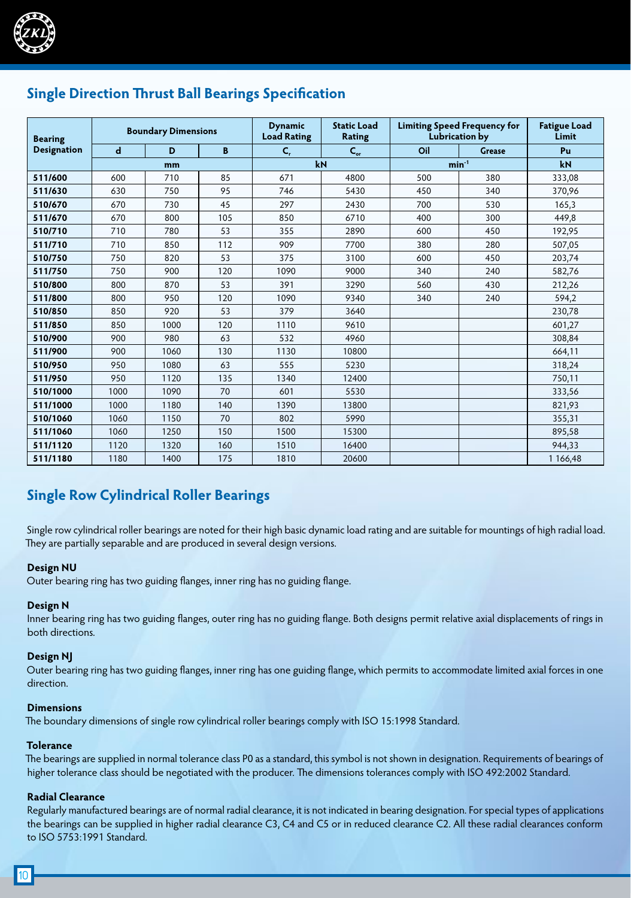## Single Direction Thrust Ball Bearings Specification

| Bearing Designation | Boundary Dimensions | | | Dynamic Load Rating | Static Load Rating | Limiting Speed Frequency for Lubrication by | | Fatigue Load Limit |
|---|---|---|---|---|---|---|---|---|
| | d | D | B | $C_r$ | $C_{or}$ | Oil | Grease | Pu |
| | mm | | | kN | | $min^{-1}$ | | kN |
| 511/600 | 600 | 710 | 85 | 671 | 4800 | 500 | 380 | 333,08 |
| 511/630 | 630 | 750 | 95 | 746 | 5430 | 450 | 340 | 370,96 |
| 510/670 | 670 | 730 | 45 | 297 | 2430 | 700 | 530 | 165,3 |
| 511/670 | 670 | 800 | 105 | 850 | 6710 | 400 | 300 | 449,8 |
| 510/710 | 710 | 780 | 53 | 355 | 2890 | 600 | 450 | 192,95 |
| 511/710 | 710 | 850 | 112 | 909 | 7700 | 380 | 280 | 507,05 |
| 510/750 | 750 | 820 | 53 | 375 | 3100 | 600 | 450 | 203,74 |
| 511/750 | 750 | 900 | 120 | 1090 | 9000 | 340 | 240 | 582,76 |
| 510/800 | 800 | 870 | 53 | 391 | 3290 | 560 | 430 | 212,26 |
| 511/800 | 800 | 950 | 120 | 1090 | 9340 | 340 | 240 | 594,2 |
| 510/850 | 850 | 920 | 53 | 379 | 3640 | | | 230,78 |
| 511/850 | 850 | 1000 | 120 | 1110 | 9610 | | | 601,27 |
| 510/900 | 900 | 980 | 63 | 532 | 4960 | | | 308,84 |
| 511/900 | 900 | 1060 | 130 | 1130 | 10800 | | | 664,11 |
| 510/950 | 950 | 1080 | 63 | 555 | 5230 | | | 318,24 |
| 511/950 | 950 | 1120 | 135 | 1340 | 12400 | | | 750,11 |
| 510/1000 | 1000 | 1090 | 70 | 601 | 5530 | | | 333,56 |
| 511/1000 | 1000 | 1180 | 140 | 1390 | 13800 | | | 821,93 |
| 510/1060 | 1060 | 1150 | 70 | 802 | 5990 | | | 355,31 |
| 511/1060 | 1060 | 1250 | 150 | 1500 | 15300 | | | 895,58 |
| 511/1120 | 1120 | 1320 | 160 | 1510 | 16400 | | | 944,33 |
| 511/1180 | 1180 | 1400 | 175 | 1810 | 20600 | | | 1 166,48 |

## Single Row Cylindrical Roller Bearings

Single row cylindrical roller bearings are noted for their high basic dynamic load rating and are suitable for mountings of high radial load. They are partially separable and are produced in several design versions.

**Design NU**
Outer bearing ring has two guiding flanges, inner ring has no guiding flange.

**Design N**
Inner bearing ring has two guiding flanges, outer ring has no guiding flange. Both designs permit relative axial displacements of rings in both directions.

**Design NJ**
Outer bearing ring has two guiding flanges, inner ring has one guiding flange, which permits to accommodate limited axial forces in one direction.

**Dimensions**
The boundary dimensions of single row cylindrical roller bearings comply with ISO 15:1998 Standard.

**Tolerance**
The bearings are supplied in normal tolerance class P0 as a standard, this symbol is not shown in designation. Requirements of bearings of higher tolerance class should be negotiated with the producer. The dimensions tolerances comply with ISO 492:2002 Standard.

**Radial Clearance**
Regularly manufactured bearings are of normal radial clearance, it is not indicated in bearing designation. For special types of applications the bearings can be supplied in higher radial clearance C3, C4 and C5 or in reduced clearance C2. All these radial clearances conform to ISO 5753:1991 Standard.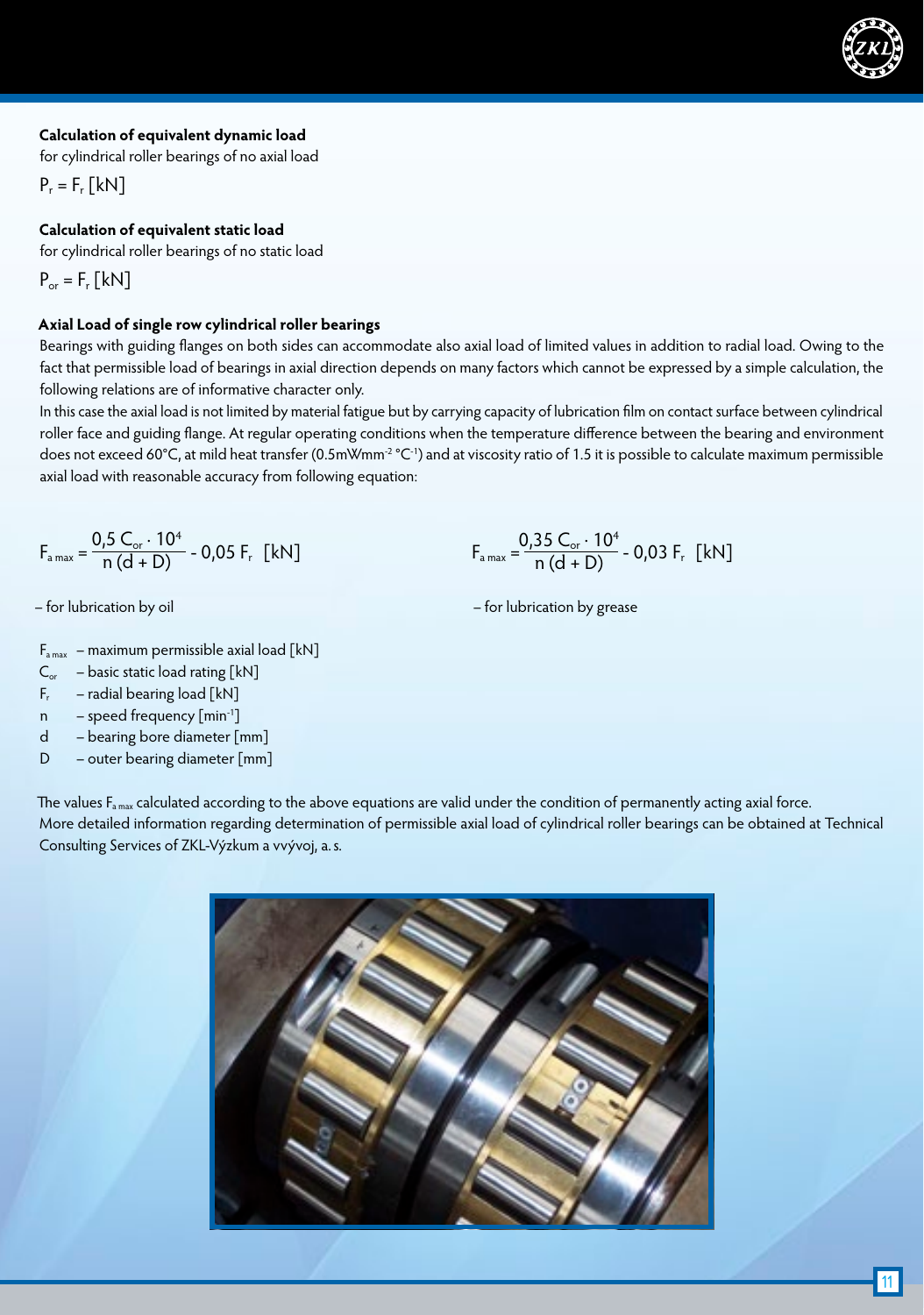**Calculation of equivalent dynamic load**

for cylindrical roller bearings of no axial load

$P_r = F_r$ [kN]

**Calculation of equivalent static load**

for cylindrical roller bearings of no static load

$P_{or} = F_r$ [kN]

**Axial Load of single row cylindrical roller bearings**

Bearings with guiding flanges on both sides can accommodate also axial load of limited values in addition to radial load. Owing to the fact that permissible load of bearings in axial direction depends on many factors which cannot be expressed by a simple calculation, the following relations are of informative character only.

In this case the axial load is not limited by material fatigue but by carrying capacity of lubrication film on contact surface between cylindrical roller face and guiding flange. At regular operating conditions when the temperature difference between the bearing and environment does not exceed 60°C, at mild heat transfer (0.5mWmm$^{-2}$ °C$^{-1}$) and at viscosity ratio of 1.5 it is possible to calculate maximum permissible axial load with reasonable accuracy from following equation:

$$F_{a\,max} = \frac{0{,}5\ C_{or} \cdot 10^4}{n\,(d + D)} - 0{,}05\ F_r \quad [\text{kN}]$$

– for lubrication by oil

$$F_{a\,max} = \frac{0{,}35\ C_{or} \cdot 10^4}{n\,(d + D)} - 0{,}03\ F_r \quad [\text{kN}]$$

– for lubrication by grease

$F_{a\,max}$ – maximum permissible axial load [kN]
$C_{or}$ – basic static load rating [kN]
$F_r$ – radial bearing load [kN]
$n$ – speed frequency [min$^{-1}$]
$d$ – bearing bore diameter [mm]
$D$ – outer bearing diameter [mm]

The values $F_{a\,max}$ calculated according to the above equations are valid under the condition of permanently acting axial force.
More detailed information regarding determination of permissible axial load of cylindrical roller bearings can be obtained at Technical Consulting Services of ZKL-Výzkum a vývoj, a. s.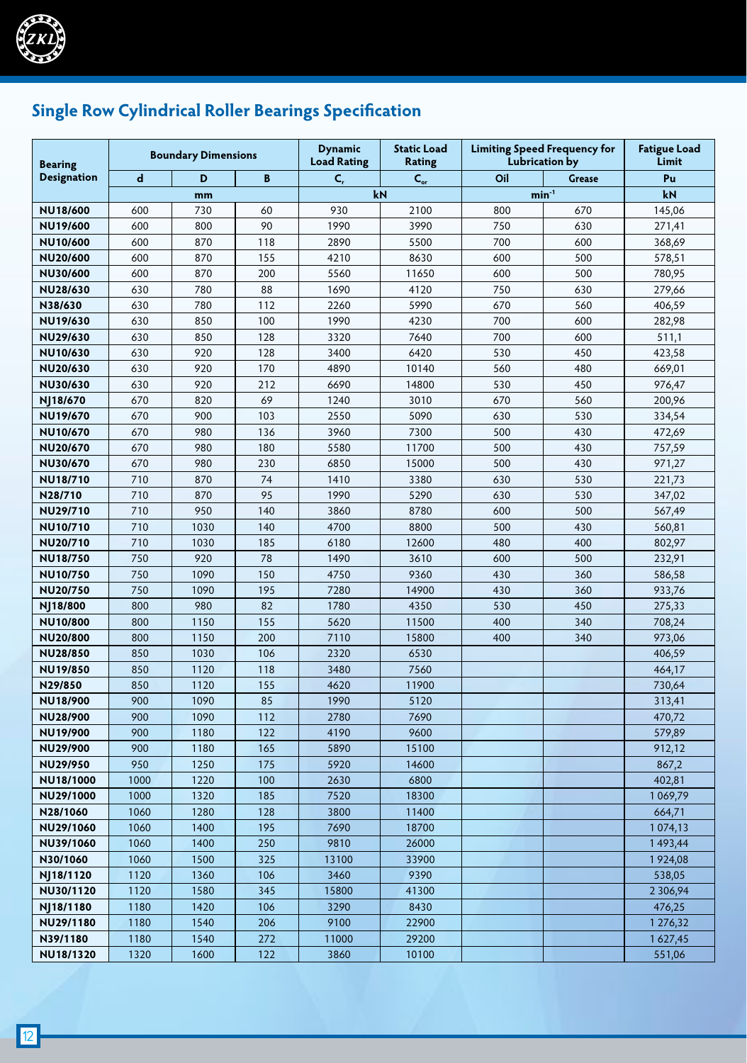## Single Row Cylindrical Roller Bearings Specification

| Bearing Designation | Boundary Dimensions | | | Dynamic Load Rating | Static Load Rating | Limiting Speed Frequency for Lubrication by | | Fatigue Load Limit |
|---|---|---|---|---|---|---|---|---|
| | d | D | B | $C_r$ | $C_{or}$ | Oil | Grease | Pu |
| | mm | | | kN | | $min^{-1}$ | | kN |
| NU18/600 | 600 | 730 | 60 | 930 | 2100 | 800 | 670 | 145,06 |
| NU19/600 | 600 | 800 | 90 | 1990 | 3990 | 750 | 630 | 271,41 |
| NU10/600 | 600 | 870 | 118 | 2890 | 5500 | 700 | 600 | 368,69 |
| NU20/600 | 600 | 870 | 155 | 4210 | 8630 | 600 | 500 | 578,51 |
| NU30/600 | 600 | 870 | 200 | 5560 | 11650 | 600 | 500 | 780,95 |
| NU28/630 | 630 | 780 | 88 | 1690 | 4120 | 750 | 630 | 279,66 |
| N38/630 | 630 | 780 | 112 | 2260 | 5990 | 670 | 560 | 406,59 |
| NU19/630 | 630 | 850 | 100 | 1990 | 4230 | 700 | 600 | 282,98 |
| NU29/630 | 630 | 850 | 128 | 3320 | 7640 | 700 | 600 | 511,1 |
| NU10/630 | 630 | 920 | 128 | 3400 | 6420 | 530 | 450 | 423,58 |
| NU20/630 | 630 | 920 | 170 | 4890 | 10140 | 560 | 480 | 669,01 |
| NU30/630 | 630 | 920 | 212 | 6690 | 14800 | 530 | 450 | 976,47 |
| NJ18/670 | 670 | 820 | 69 | 1240 | 3010 | 670 | 560 | 200,96 |
| NU19/670 | 670 | 900 | 103 | 2550 | 5090 | 630 | 530 | 334,54 |
| NU10/670 | 670 | 980 | 136 | 3960 | 7300 | 500 | 430 | 472,69 |
| NU20/670 | 670 | 980 | 180 | 5580 | 11700 | 500 | 430 | 757,59 |
| NU30/670 | 670 | 980 | 230 | 6850 | 15000 | 500 | 430 | 971,27 |
| NU18/710 | 710 | 870 | 74 | 1410 | 3380 | 630 | 530 | 221,73 |
| N28/710 | 710 | 870 | 95 | 1990 | 5290 | 630 | 530 | 347,02 |
| NU29/710 | 710 | 950 | 140 | 3860 | 8780 | 600 | 500 | 567,49 |
| NU10/710 | 710 | 1030 | 140 | 4700 | 8800 | 500 | 430 | 560,81 |
| NU20/710 | 710 | 1030 | 185 | 6180 | 12600 | 480 | 400 | 802,97 |
| NU18/750 | 750 | 920 | 78 | 1490 | 3610 | 600 | 500 | 232,91 |
| NU10/750 | 750 | 1090 | 150 | 4750 | 9360 | 430 | 360 | 586,58 |
| NU20/750 | 750 | 1090 | 195 | 7280 | 14900 | 430 | 360 | 933,76 |
| NJ18/800 | 800 | 980 | 82 | 1780 | 4350 | 530 | 450 | 275,33 |
| NU10/800 | 800 | 1150 | 155 | 5620 | 11500 | 400 | 340 | 708,24 |
| NU20/800 | 800 | 1150 | 200 | 7110 | 15800 | 400 | 340 | 973,06 |
| NU28/850 | 850 | 1030 | 106 | 2320 | 6530 | | | 406,59 |
| NU19/850 | 850 | 1120 | 118 | 3480 | 7560 | | | 464,17 |
| N29/850 | 850 | 1120 | 155 | 4620 | 11900 | | | 730,64 |
| NU18/900 | 900 | 1090 | 85 | 1990 | 5120 | | | 313,41 |
| NU28/900 | 900 | 1090 | 112 | 2780 | 7690 | | | 470,72 |
| NU19/900 | 900 | 1180 | 122 | 4190 | 9600 | | | 579,89 |
| NU29/900 | 900 | 1180 | 165 | 5890 | 15100 | | | 912,12 |
| NU29/950 | 950 | 1250 | 175 | 5920 | 14600 | | | 867,2 |
| NU18/1000 | 1000 | 1220 | 100 | 2630 | 6800 | | | 402,81 |
| NU29/1000 | 1000 | 1320 | 185 | 7520 | 18300 | | | 1 069,79 |
| N28/1060 | 1060 | 1280 | 128 | 3800 | 11400 | | | 664,71 |
| NU29/1060 | 1060 | 1400 | 195 | 7690 | 18700 | | | 1 074,13 |
| NU39/1060 | 1060 | 1400 | 250 | 9810 | 26000 | | | 1 493,44 |
| N30/1060 | 1060 | 1500 | 325 | 13100 | 33900 | | | 1 924,08 |
| NJ18/1120 | 1120 | 1360 | 106 | 3460 | 9390 | | | 538,05 |
| NU30/1120 | 1120 | 1580 | 345 | 15800 | 41300 | | | 2 306,94 |
| NJ18/1180 | 1180 | 1420 | 106 | 3290 | 8430 | | | 476,25 |
| NU29/1180 | 1180 | 1540 | 206 | 9100 | 22900 | | | 1 276,32 |
| N39/1180 | 1180 | 1540 | 272 | 11000 | 29200 | | | 1 627,45 |
| NU18/1320 | 1320 | 1600 | 122 | 3860 | 10100 | | | 551,06 |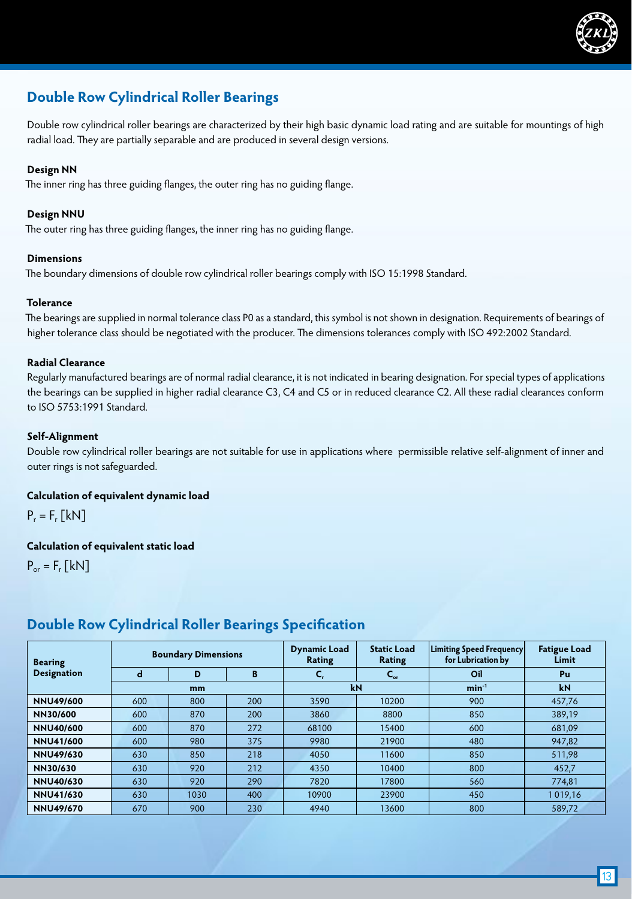## Double Row Cylindrical Roller Bearings

Double row cylindrical roller bearings are characterized by their high basic dynamic load rating and are suitable for mountings of high radial load. They are partially separable and are produced in several design versions.

**Design NN**

The inner ring has three guiding flanges, the outer ring has no guiding flange.

**Design NNU**

The outer ring has three guiding flanges, the inner ring has no guiding flange.

**Dimensions**

The boundary dimensions of double row cylindrical roller bearings comply with ISO 15:1998 Standard.

**Tolerance**

The bearings are supplied in normal tolerance class P0 as a standard, this symbol is not shown in designation. Requirements of bearings of higher tolerance class should be negotiated with the producer. The dimensions tolerances comply with ISO 492:2002 Standard.

**Radial Clearance**

Regularly manufactured bearings are of normal radial clearance, it is not indicated in bearing designation. For special types of applications the bearings can be supplied in higher radial clearance C3, C4 and C5 or in reduced clearance C2. All these radial clearances conform to ISO 5753:1991 Standard.

**Self-Alignment**

Double row cylindrical roller bearings are not suitable for use in applications where permissible relative self-alignment of inner and outer rings is not safeguarded.

**Calculation of equivalent dynamic load**

$P_r = F_r$ [kN]

**Calculation of equivalent static load**

$P_{or} = F_r$ [kN]

## Double Row Cylindrical Roller Bearings Specification

| Bearing Designation | Boundary Dimensions | | | Dynamic Load Rating | Static Load Rating | Limiting Speed Frequency for Lubrication by | Fatigue Load Limit |
|---|---|---|---|---|---|---|---|
| | d | D | B | $C_r$ | $C_{or}$ | Oil | Pu |
| | mm | | | kN | | $min^{-1}$ | kN |
| NNU49/600 | 600 | 800 | 200 | 3590 | 10200 | 900 | 457,76 |
| NN30/600 | 600 | 870 | 200 | 3860 | 8800 | 850 | 389,19 |
| NNU40/600 | 600 | 870 | 272 | 68100 | 15400 | 600 | 681,09 |
| NNU41/600 | 600 | 980 | 375 | 9980 | 21900 | 480 | 947,82 |
| NNU49/630 | 630 | 850 | 218 | 4050 | 11600 | 850 | 511,98 |
| NN30/630 | 630 | 920 | 212 | 4350 | 10400 | 800 | 452,7 |
| NNU40/630 | 630 | 920 | 290 | 7820 | 17800 | 560 | 774,81 |
| NNU41/630 | 630 | 1030 | 400 | 10900 | 23900 | 450 | 1 019,16 |
| NNU49/670 | 670 | 900 | 230 | 4940 | 13600 | 800 | 589,72 |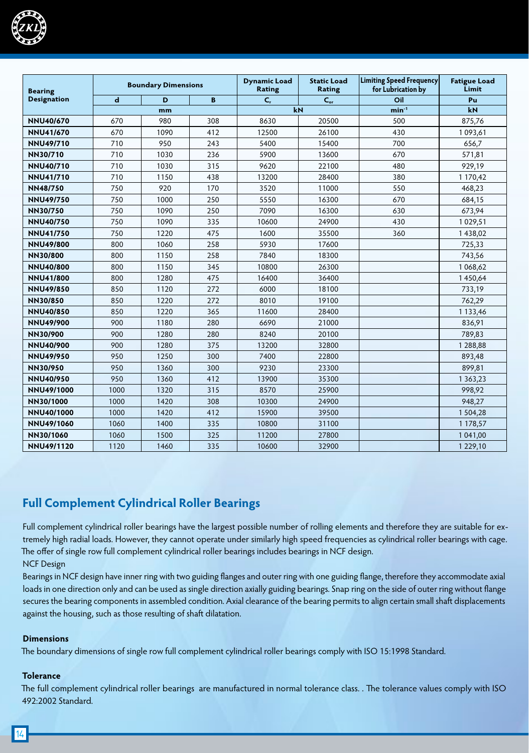| Bearing Designation | Boundary Dimensions | | | Dynamic Load Rating | Static Load Rating | Limiting Speed Frequency for Lubrication by | Fatigue Load Limit |
|---|---|---|---|---|---|---|---|
| | d | D | B | $C_r$ | $C_{or}$ | Oil | Pu |
| | mm | | | kN | | $min^{-1}$ | kN |
| NNU40/670 | 670 | 980 | 308 | 8630 | 20500 | 500 | 875,76 |
| NNU41/670 | 670 | 1090 | 412 | 12500 | 26100 | 430 | 1 093,61 |
| NNU49/710 | 710 | 950 | 243 | 5400 | 15400 | 700 | 656,7 |
| NN30/710 | 710 | 1030 | 236 | 5900 | 13600 | 670 | 571,81 |
| NNU40/710 | 710 | 1030 | 315 | 9620 | 22100 | 480 | 929,19 |
| NNU41/710 | 710 | 1150 | 438 | 13200 | 28400 | 380 | 1 170,42 |
| NN48/750 | 750 | 920 | 170 | 3520 | 11000 | 550 | 468,23 |
| NNU49/750 | 750 | 1000 | 250 | 5550 | 16300 | 670 | 684,15 |
| NN30/750 | 750 | 1090 | 250 | 7090 | 16300 | 630 | 673,94 |
| NNU40/750 | 750 | 1090 | 335 | 10600 | 24900 | 430 | 1 029,51 |
| NNU41/750 | 750 | 1220 | 475 | 1600 | 35500 | 360 | 1 438,02 |
| NNU49/800 | 800 | 1060 | 258 | 5930 | 17600 | | 725,33 |
| NN30/800 | 800 | 1150 | 258 | 7840 | 18300 | | 743,56 |
| NNU40/800 | 800 | 1150 | 345 | 10800 | 26300 | | 1 068,62 |
| NNU41/800 | 800 | 1280 | 475 | 16400 | 36400 | | 1 450,64 |
| NNU49/850 | 850 | 1120 | 272 | 6000 | 18100 | | 733,19 |
| NN30/850 | 850 | 1220 | 272 | 8010 | 19100 | | 762,29 |
| NNU40/850 | 850 | 1220 | 365 | 11600 | 28400 | | 1 133,46 |
| NNU49/900 | 900 | 1180 | 280 | 6690 | 21000 | | 836,91 |
| NN30/900 | 900 | 1280 | 280 | 8240 | 20100 | | 789,83 |
| NNU40/900 | 900 | 1280 | 375 | 13200 | 32800 | | 1 288,88 |
| NNU49/950 | 950 | 1250 | 300 | 7400 | 22800 | | 893,48 |
| NN30/950 | 950 | 1360 | 300 | 9230 | 23300 | | 899,81 |
| NNU40/950 | 950 | 1360 | 412 | 13900 | 35300 | | 1 363,23 |
| NNU49/1000 | 1000 | 1320 | 315 | 8570 | 25900 | | 998,92 |
| NN30/1000 | 1000 | 1420 | 308 | 10300 | 24900 | | 948,27 |
| NNU40/1000 | 1000 | 1420 | 412 | 15900 | 39500 | | 1 504,28 |
| NNU49/1060 | 1060 | 1400 | 335 | 10800 | 31100 | | 1 178,57 |
| NN30/1060 | 1060 | 1500 | 325 | 11200 | 27800 | | 1 041,00 |
| NNU49/1120 | 1120 | 1460 | 335 | 10600 | 32900 | | 1 229,10 |

## Full Complement Cylindrical Roller Bearings

Full complement cylindrical roller bearings have the largest possible number of rolling elements and therefore they are suitable for extremely high radial loads. However, they cannot operate under similarly high speed frequencies as cylindrical roller bearings with cage. The offer of single row full complement cylindrical roller bearings includes bearings in NCF design.

NCF Design

Bearings in NCF design have inner ring with two guiding flanges and outer ring with one guiding flange, therefore they accommodate axial loads in one direction only and can be used as single direction axially guiding bearings. Snap ring on the side of outer ring without flange secures the bearing components in assembled condition. Axial clearance of the bearing permits to align certain small shaft displacements against the housing, such as those resulting of shaft dilatation.

### Dimensions

The boundary dimensions of single row full complement cylindrical roller bearings comply with ISO 15:1998 Standard.

### Tolerance

The full complement cylindrical roller bearings are manufactured in normal tolerance class. . The tolerance values comply with ISO 492:2002 Standard.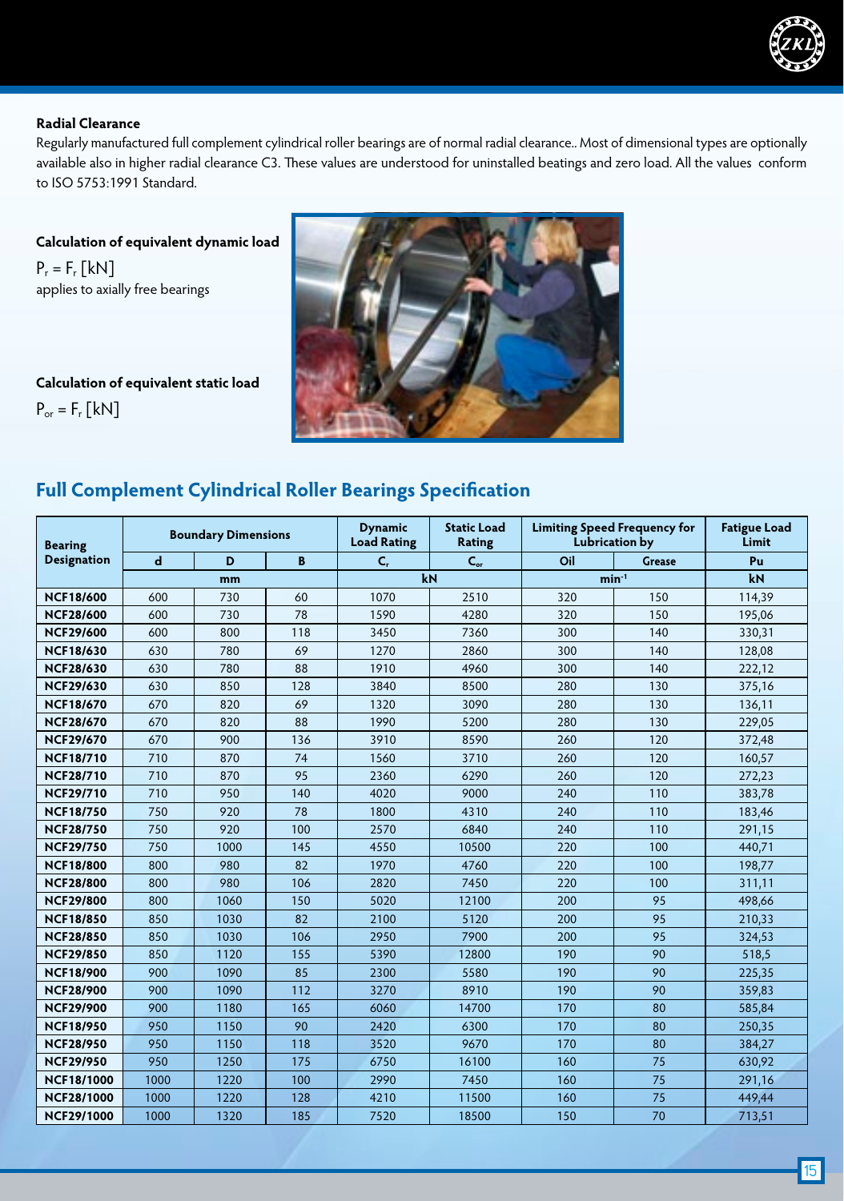### Radial Clearance

Regularly manufactured full complement cylindrical roller bearings are of normal radial clearance.. Most of dimensional types are optionally available also in higher radial clearance C3. These values are understood for uninstalled beatings and zero load. All the values conform to ISO 5753:1991 Standard.

### Calculation of equivalent dynamic load

$P_r = F_r$ [kN]
applies to axially free bearings

### Calculation of equivalent static load

$P_{or} = F_r$ [kN]

## Full Complement Cylindrical Roller Bearings Specification

| Bearing Designation | Boundary Dimensions | | | Dynamic Load Rating | Static Load Rating | Limiting Speed Frequency for Lubrication by | | Fatigue Load Limit |
|---|---|---|---|---|---|---|---|---|
| | d | D | B | $C_r$ | $C_{or}$ | Oil | Grease | Pu |
| | mm | | | kN | | $min^{-1}$ | | kN |
| NCF18/600 | 600 | 730 | 60 | 1070 | 2510 | 320 | 150 | 114,39 |
| NCF28/600 | 600 | 730 | 78 | 1590 | 4280 | 320 | 150 | 195,06 |
| NCF29/600 | 600 | 800 | 118 | 3450 | 7360 | 300 | 140 | 330,31 |
| NCF18/630 | 630 | 780 | 69 | 1270 | 2860 | 300 | 140 | 128,08 |
| NCF28/630 | 630 | 780 | 88 | 1910 | 4960 | 300 | 140 | 222,12 |
| NCF29/630 | 630 | 850 | 128 | 3840 | 8500 | 280 | 130 | 375,16 |
| NCF18/670 | 670 | 820 | 69 | 1320 | 3090 | 280 | 130 | 136,11 |
| NCF28/670 | 670 | 820 | 88 | 1990 | 5200 | 280 | 130 | 229,05 |
| NCF29/670 | 670 | 900 | 136 | 3910 | 8590 | 260 | 120 | 372,48 |
| NCF18/710 | 710 | 870 | 74 | 1560 | 3710 | 260 | 120 | 160,57 |
| NCF28/710 | 710 | 870 | 95 | 2360 | 6290 | 260 | 120 | 272,23 |
| NCF29/710 | 710 | 950 | 140 | 4020 | 9000 | 240 | 110 | 383,78 |
| NCF18/750 | 750 | 920 | 78 | 1800 | 4310 | 240 | 110 | 183,46 |
| NCF28/750 | 750 | 920 | 100 | 2570 | 6840 | 240 | 110 | 291,15 |
| NCF29/750 | 750 | 1000 | 145 | 4550 | 10500 | 220 | 100 | 440,71 |
| NCF18/800 | 800 | 980 | 82 | 1970 | 4760 | 220 | 100 | 198,77 |
| NCF28/800 | 800 | 980 | 106 | 2820 | 7450 | 220 | 100 | 311,11 |
| NCF29/800 | 800 | 1060 | 150 | 5020 | 12100 | 200 | 95 | 498,66 |
| NCF18/850 | 850 | 1030 | 82 | 2100 | 5120 | 200 | 95 | 210,33 |
| NCF28/850 | 850 | 1030 | 106 | 2950 | 7900 | 200 | 95 | 324,53 |
| NCF29/850 | 850 | 1120 | 155 | 5390 | 12800 | 190 | 90 | 518,5 |
| NCF18/900 | 900 | 1090 | 85 | 2300 | 5580 | 190 | 90 | 225,35 |
| NCF28/900 | 900 | 1090 | 112 | 3270 | 8910 | 190 | 90 | 359,83 |
| NCF29/900 | 900 | 1180 | 165 | 6060 | 14700 | 170 | 80 | 585,84 |
| NCF18/950 | 950 | 1150 | 90 | 2420 | 6300 | 170 | 80 | 250,35 |
| NCF28/950 | 950 | 1150 | 118 | 3520 | 9670 | 170 | 80 | 384,27 |
| NCF29/950 | 950 | 1250 | 175 | 6750 | 16100 | 160 | 75 | 630,92 |
| NCF18/1000 | 1000 | 1220 | 100 | 2990 | 7450 | 160 | 75 | 291,16 |
| NCF28/1000 | 1000 | 1220 | 128 | 4210 | 11500 | 160 | 75 | 449,44 |
| NCF29/1000 | 1000 | 1320 | 185 | 7520 | 18500 | 150 | 70 | 713,51 |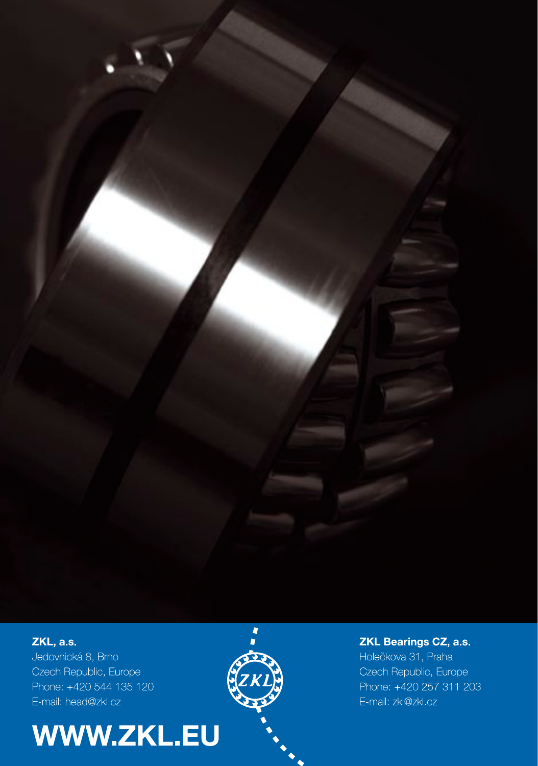**ZKL, a.s.**
Jedovnická 8, Brno
Czech Republic, Europe
Phone: +420 544 135 120
E-mail: head@zkl.cz

**ZKL Bearings CZ, a.s.**
Holečkova 31, Praha
Czech Republic, Europe
Phone: +420 257 311 203
E-mail: zkl@zkl.cz

# WWW.ZKL.EU